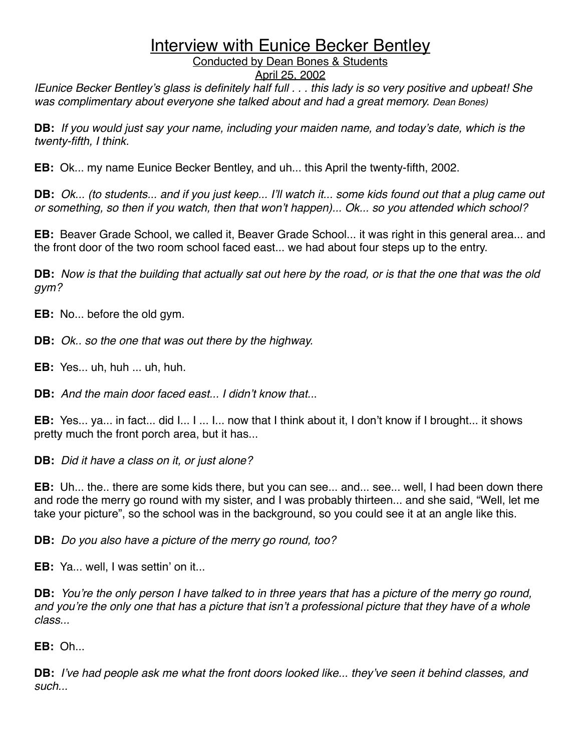# Interview with Eunice Becker Bentley

Conducted by Dean Bones & Students

April 25, 2002

*IEunice Becker Bentley's glass is definitely half full . . . this lady is so very positive and upbeat! She was complimentary about everyone she talked about and had a great memory. Dean Bones)*

**DB:** *If you would just say your name, including your maiden name, and today's date, which is the twenty-fifth, I think.*

**EB:** Ok... my name Eunice Becker Bentley, and uh... this April the twenty-fifth, 2002.

**DB:** *Ok... (to students... and if you just keep... I'll watch it... some kids found out that a plug came out or something, so then if you watch, then that won't happen)... Ok... so you attended which school?*

**EB:** Beaver Grade School, we called it, Beaver Grade School... it was right in this general area... and the front door of the two room school faced east... we had about four steps up to the entry.

**DB:** *Now is that the building that actually sat out here by the road, or is that the one that was the old gym?*

**EB:** No... before the old gym.

**DB:** *Ok.. so the one that was out there by the highway.*

**EB:** Yes... uh, huh ... uh, huh.

**DB:** *And the main door faced east... I didn't know that...*

**EB:** Yes... ya... in fact... did I... I ... I... now that I think about it, I don't know if I brought... it shows pretty much the front porch area, but it has...

**DB:** *Did it have a class on it, or just alone?*

**EB:** Uh... the.. there are some kids there, but you can see... and... see... well, I had been down there and rode the merry go round with my sister, and I was probably thirteen... and she said, "Well, let me take your picture", so the school was in the background, so you could see it at an angle like this.

**DB:** *Do you also have a picture of the merry go round, too?*

**EB:** Ya... well, I was settin' on it...

**DB:** *You're the only person I have talked to in three years that has a picture of the merry go round, and you're the only one that has a picture that isn't a professional picture that they have of a whole class...*

**EB:** Oh...

**DB:** *I've had people ask me what the front doors looked like... they've seen it behind classes, and such...*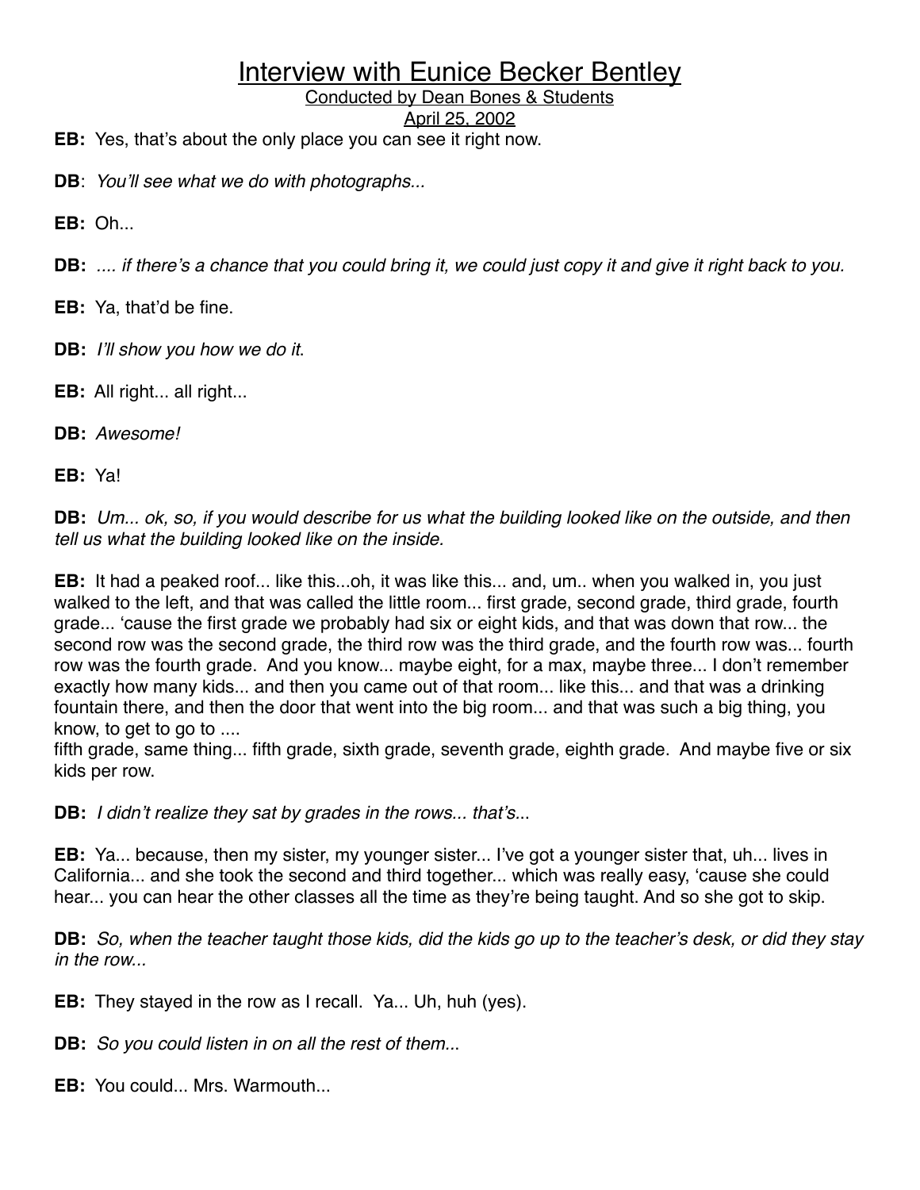# Interview with Eunice Becker Bentley

Conducted by Dean Bones & Students

April 25, 2002

**EB:** Yes, that's about the only place you can see it right now.

**DB**: *You'll see what we do with photographs...*

**EB:** Oh...

**DB:** *.... if there's a chance that you could bring it, we could just copy it and give it right back to you.*

**EB:** Ya, that'd be fine.

**DB:** *I'll show you how we do it*.

**EB:** All right... all right...

**DB:** *Awesome!*

**EB:** Ya!

**DB:** *Um... ok, so, if you would describe for us what the building looked like on the outside, and then tell us what the building looked like on the inside.*

**EB:** It had a peaked roof... like this...oh, it was like this... and, um.. when you walked in, you just walked to the left, and that was called the little room... first grade, second grade, third grade, fourth grade... 'cause the first grade we probably had six or eight kids, and that was down that row... the second row was the second grade, the third row was the third grade, and the fourth row was... fourth row was the fourth grade. And you know... maybe eight, for a max, maybe three... I don't remember exactly how many kids... and then you came out of that room... like this... and that was a drinking fountain there, and then the door that went into the big room... and that was such a big thing, you know, to get to go to ....
fifth grade, same thing... fifth grade, sixth grade, seventh grade, eighth grade. And maybe five or six kids per row.

**DB:** *I didn't realize they sat by grades in the rows... that's...*

**EB:** Ya... because, then my sister, my younger sister... I've got a younger sister that, uh... lives in California... and she took the second and third together... which was really easy, 'cause she could hear... you can hear the other classes all the time as they're being taught. And so she got to skip.

**DB:** *So, when the teacher taught those kids, did the kids go up to the teacher's desk, or did they stay in the row...*

**EB:** They stayed in the row as I recall. Ya... Uh, huh (yes).

**DB:** *So you could listen in on all the rest of them...*

**EB:** You could... Mrs. Warmouth...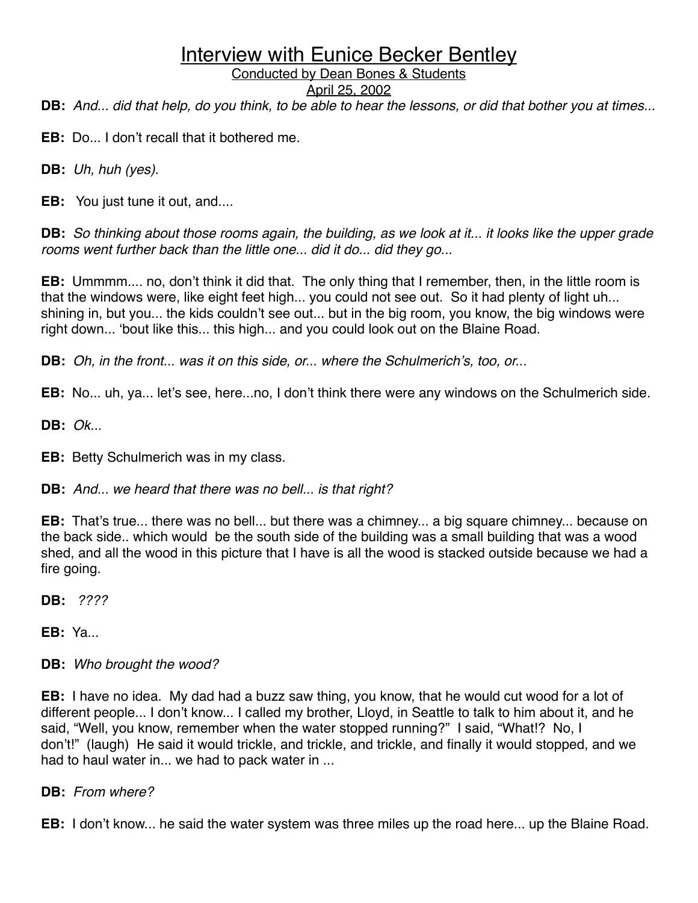Interview with Eunice Becker Bentley

Conducted by Dean Bones & Students

April 25, 2002

**DB:** *And... did that help, do you think, to be able to hear the lessons, or did that bother you at times...*

**EB:** Do... I don't recall that it bothered me.

**DB:** *Uh, huh (yes).*

**EB:** You just tune it out, and....

**DB:** *So thinking about those rooms again, the building, as we look at it... it looks like the upper grade rooms went further back than the little one... did it do... did they go...*

**EB:** Ummmm.... no, don't think it did that. The only thing that I remember, then, in the little room is that the windows were, like eight feet high... you could not see out. So it had plenty of light uh... shining in, but you... the kids couldn't see out... but in the big room, you know, the big windows were right down... 'bout like this... this high... and you could look out on the Blaine Road.

**DB:** *Oh, in the front... was it on this side, or... where the Schulmerich's, too, or...*

**EB:** No... uh, ya... let's see, here...no, I don't think there were any windows on the Schulmerich side.

**DB:** *Ok...*

**EB:** Betty Schulmerich was in my class.

**DB:** *And... we heard that there was no bell... is that right?*

**EB:** That's true... there was no bell... but there was a chimney... a big square chimney... because on the back side.. which would be the south side of the building was a small building that was a wood shed, and all the wood in this picture that I have is all the wood is stacked outside because we had a fire going.

**DB:** *????*

**EB:** Ya...

**DB:** *Who brought the wood?*

**EB:** I have no idea. My dad had a buzz saw thing, you know, that he would cut wood for a lot of different people... I don't know... I called my brother, Lloyd, in Seattle to talk to him about it, and he said, "Well, you know, remember when the water stopped running?" I said, "What!? No, I don't!" (laugh) He said it would trickle, and trickle, and trickle, and finally it would stopped, and we had to haul water in... we had to pack water in ...

**DB:** *From where?*

**EB:** I don't know... he said the water system was three miles up the road here... up the Blaine Road.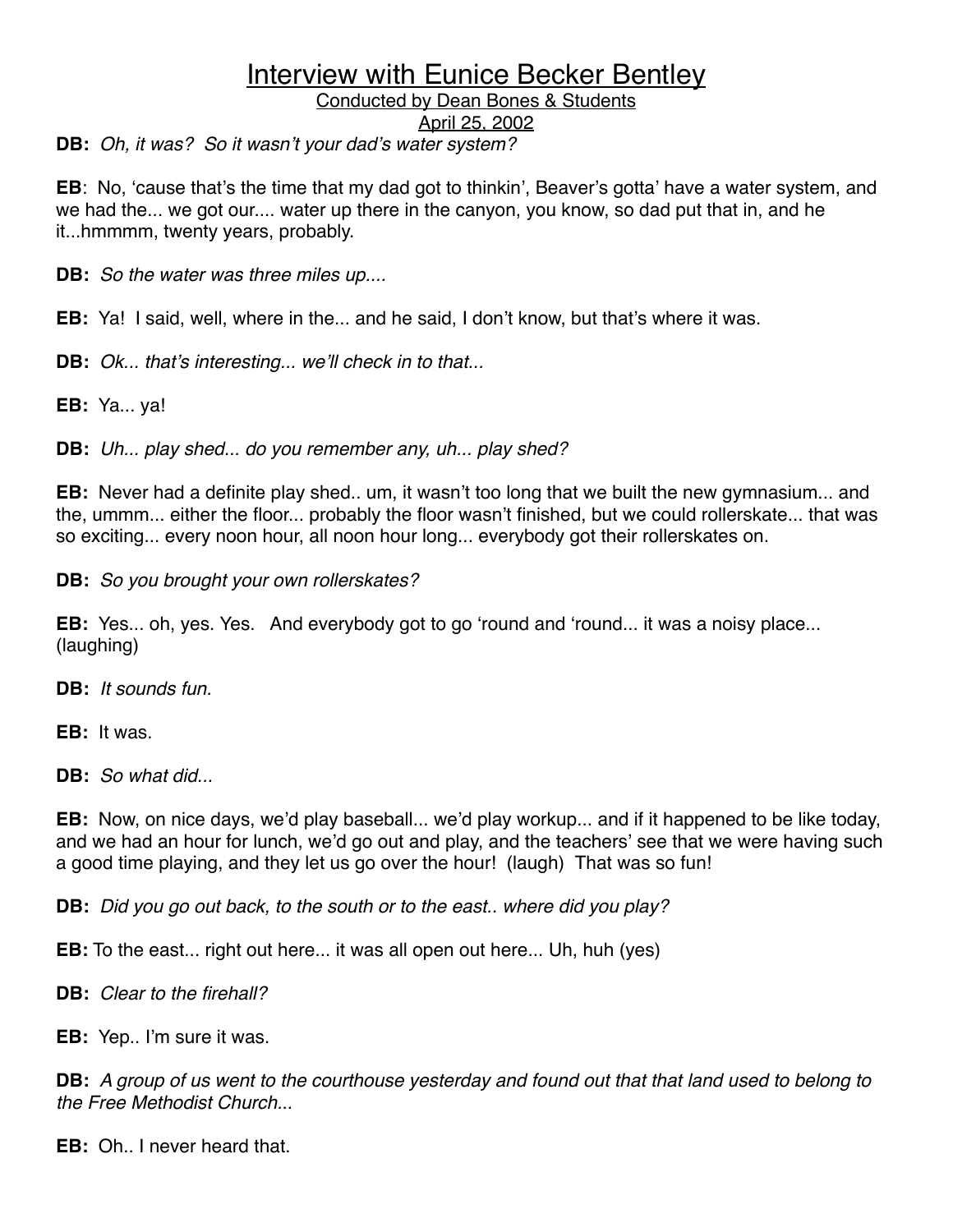# Interview with Eunice Becker Bentley

Conducted by Dean Bones & Students

April 25, 2002

**DB:** *Oh, it was? So it wasn't your dad's water system?*

**EB**: No, 'cause that's the time that my dad got to thinkin', Beaver's gotta' have a water system, and we had the... we got our.... water up there in the canyon, you know, so dad put that in, and he it...hmmmm, twenty years, probably.

**DB:** *So the water was three miles up....*

**EB:** Ya! I said, well, where in the... and he said, I don't know, but that's where it was.

**DB:** *Ok... that's interesting... we'll check in to that...*

**EB:** Ya... ya!

**DB:** *Uh... play shed... do you remember any, uh... play shed?*

**EB:** Never had a definite play shed.. um, it wasn't too long that we built the new gymnasium... and the, ummm... either the floor... probably the floor wasn't finished, but we could rollerskate... that was so exciting... every noon hour, all noon hour long... everybody got their rollerskates on.

**DB:** *So you brought your own rollerskates?*

**EB:** Yes... oh, yes. Yes. And everybody got to go 'round and 'round... it was a noisy place... (laughing)

**DB:** *It sounds fun.*

**EB:** It was.

**DB:** *So what did...*

**EB:** Now, on nice days, we'd play baseball... we'd play workup... and if it happened to be like today, and we had an hour for lunch, we'd go out and play, and the teachers' see that we were having such a good time playing, and they let us go over the hour! (laugh) That was so fun!

**DB:** *Did you go out back, to the south or to the east.. where did you play?*

**EB:** To the east... right out here... it was all open out here... Uh, huh (yes)

**DB:** *Clear to the firehall?*

**EB:** Yep.. I'm sure it was.

**DB:** *A group of us went to the courthouse yesterday and found out that that land used to belong to the Free Methodist Church*...

**EB:** Oh.. I never heard that.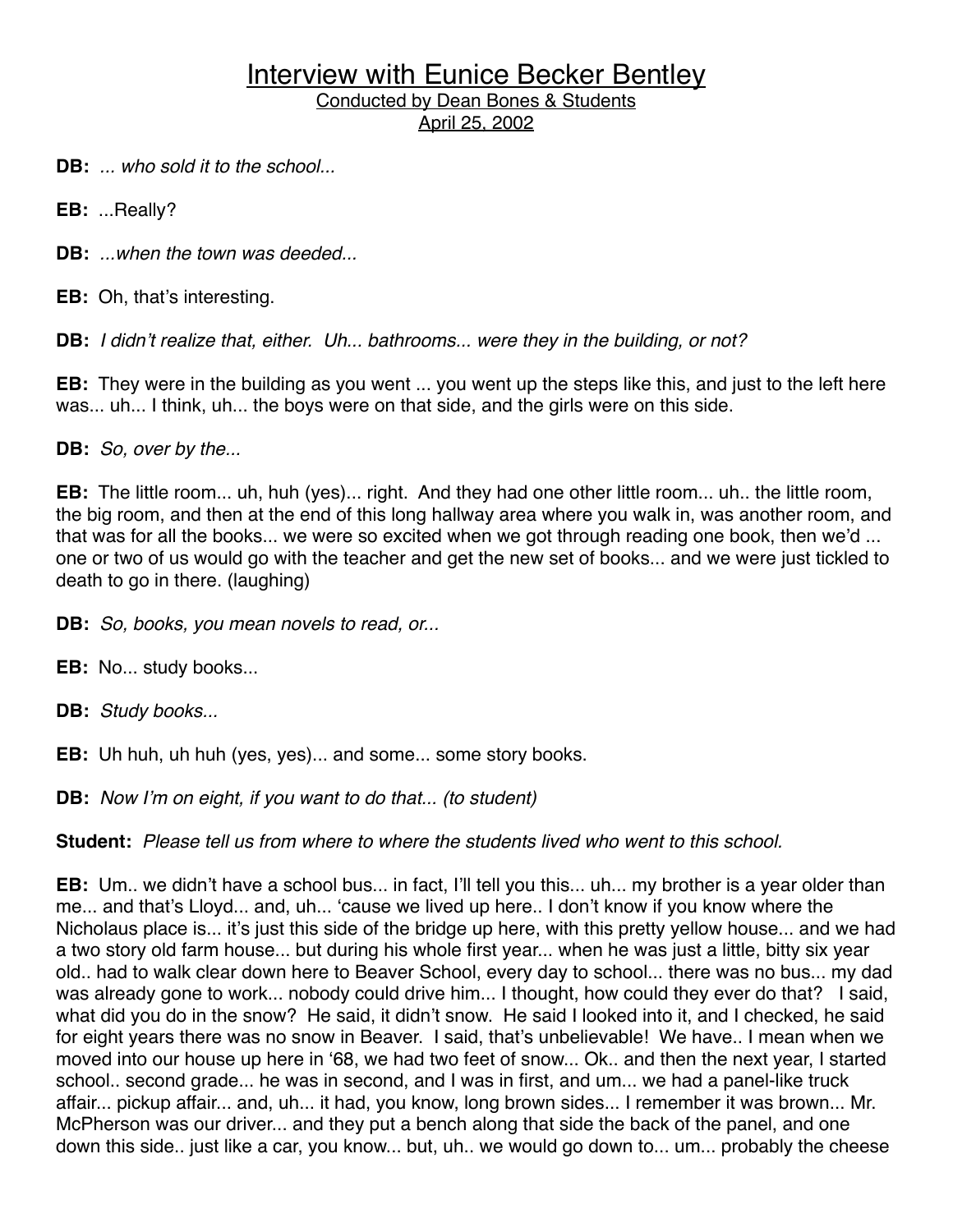# Interview with Eunice Becker Bentley

Conducted by Dean Bones & Students

April 25, 2002

**DB:** *... who sold it to the school...*

**EB:** ...Really?

**DB:** *...when the town was deeded...*

**EB:** Oh, that's interesting.

**DB:** *I didn't realize that, either. Uh... bathrooms... were they in the building, or not?*

**EB:** They were in the building as you went ... you went up the steps like this, and just to the left here was... uh... I think, uh... the boys were on that side, and the girls were on this side.

**DB:** *So, over by the...*

**EB:** The little room... uh, huh (yes)... right. And they had one other little room... uh.. the little room, the big room, and then at the end of this long hallway area where you walk in, was another room, and that was for all the books... we were so excited when we got through reading one book, then we'd ... one or two of us would go with the teacher and get the new set of books... and we were just tickled to death to go in there. (laughing)

**DB:** *So, books, you mean novels to read, or...*

**EB:** No... study books...

**DB:** *Study books...*

**EB:** Uh huh, uh huh (yes, yes)... and some... some story books.

**DB:** *Now I'm on eight, if you want to do that... (to student)*

**Student:** *Please tell us from where to where the students lived who went to this school.*

**EB:** Um.. we didn't have a school bus... in fact, I'll tell you this... uh... my brother is a year older than me... and that's Lloyd... and, uh... 'cause we lived up here.. I don't know if you know where the Nicholaus place is... it's just this side of the bridge up here, with this pretty yellow house... and we had a two story old farm house... but during his whole first year... when he was just a little, bitty six year old.. had to walk clear down here to Beaver School, every day to school... there was no bus... my dad was already gone to work... nobody could drive him... I thought, how could they ever do that? I said, what did you do in the snow? He said, it didn't snow. He said I looked into it, and I checked, he said for eight years there was no snow in Beaver. I said, that's unbelievable! We have.. I mean when we moved into our house up here in '68, we had two feet of snow... Ok.. and then the next year, I started school.. second grade... he was in second, and I was in first, and um... we had a panel-like truck affair... pickup affair... and, uh... it had, you know, long brown sides... I remember it was brown... Mr. McPherson was our driver... and they put a bench along that side the back of the panel, and one down this side.. just like a car, you know... but, uh.. we would go down to... um... probably the cheese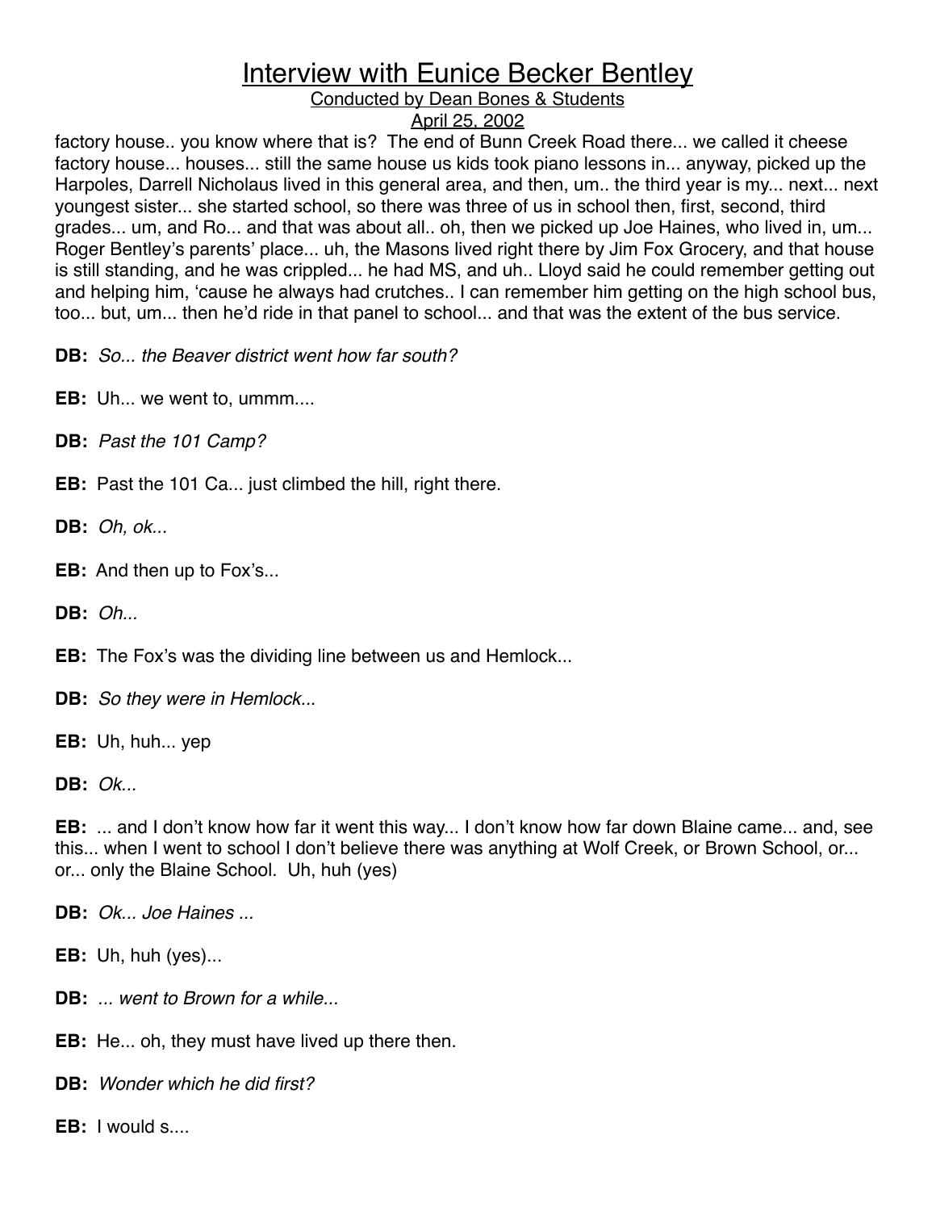factory house.. you know where that is?  The end of Bunn Creek Road there... we called it cheese factory house... houses... still the same house us kids took piano lessons in... anyway, picked up the Harpoles, Darrell Nicholaus lived in this general area, and then, um.. the third year is my... next... next youngest sister... she started school, so there was three of us in school then, first, second, third grades... um, and Ro... and that was about all.. oh, then we picked up Joe Haines, who lived in, um... Roger Bentley's parents' place... uh, the Masons lived right there by Jim Fox Grocery, and that house is still standing, and he was crippled... he had MS, and uh.. Lloyd said he could remember getting out and helping him, 'cause he always had crutches.. I can remember him getting on the high school bus, too... but, um... then he'd ride in that panel to school... and that was the extent of the bus service.

**DB:** *So... the Beaver district went how far south?*

**EB:** Uh... we went to, ummm....

**DB:** *Past the 101 Camp?*

**EB:** Past the 101 Ca... just climbed the hill, right there.

**DB:** *Oh, ok...*

**EB:** And then up to Fox's...

**DB:** *Oh...*

**EB:** The Fox's was the dividing line between us and Hemlock...

**DB:** *So they were in Hemlock...*

**EB:** Uh, huh... yep

**DB:** *Ok...*

**EB:** ... and I don't know how far it went this way... I don't know how far down Blaine came... and, see this... when I went to school I don't believe there was anything at Wolf Creek, or Brown School, or... or... only the Blaine School.  Uh, huh (yes)

**DB:** *Ok... Joe Haines ...*

**EB:** Uh, huh (yes)...

**DB:** *... went to Brown for a while...*

**EB:** He... oh, they must have lived up there then.

**DB:** *Wonder which he did first?*

**EB:** I would s....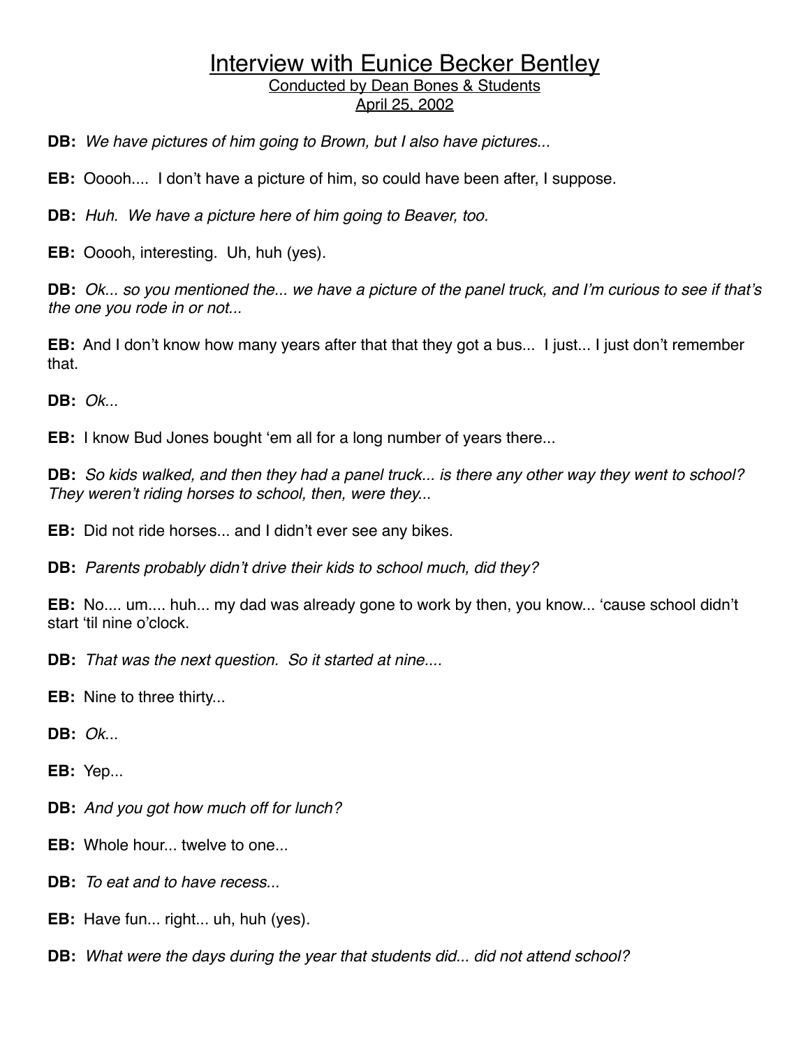# Interview with Eunice Becker Bentley

Conducted by Dean Bones & Students

April 25, 2002

**DB:** *We have pictures of him going to Brown, but I also have pictures...*

**EB:** Ooooh.... I don't have a picture of him, so could have been after, I suppose.

**DB:** *Huh. We have a picture here of him going to Beaver, too.*

**EB:** Ooooh, interesting. Uh, huh (yes).

**DB:** *Ok... so you mentioned the... we have a picture of the panel truck, and I'm curious to see if that's the one you rode in or not...*

**EB:** And I don't know how many years after that that they got a bus... I just... I just don't remember that.

**DB:** *Ok...*

**EB:** I know Bud Jones bought 'em all for a long number of years there...

**DB:** *So kids walked, and then they had a panel truck... is there any other way they went to school? They weren't riding horses to school, then, were they...*

**EB:** Did not ride horses... and I didn't ever see any bikes.

**DB:** *Parents probably didn't drive their kids to school much, did they?*

**EB:** No.... um.... huh... my dad was already gone to work by then, you know... 'cause school didn't start 'til nine o'clock.

**DB:** *That was the next question. So it started at nine....*

**EB:** Nine to three thirty...

**DB:** *Ok...*

**EB:** Yep...

**DB:** *And you got how much off for lunch?*

**EB:** Whole hour... twelve to one...

**DB:** *To eat and to have recess...*

**EB:** Have fun... right... uh, huh (yes).

**DB:** *What were the days during the year that students did... did not attend school?*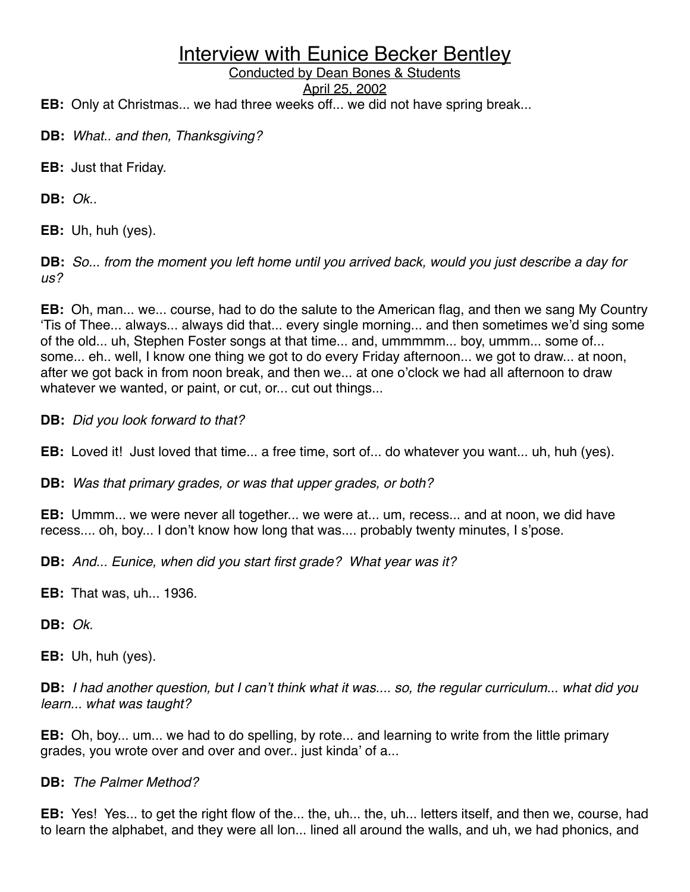# Interview with Eunice Becker Bentley

Conducted by Dean Bones & Students

April 25, 2002

**EB:** Only at Christmas... we had three weeks off... we did not have spring break...

**DB:** *What.. and then, Thanksgiving?*

**EB:** Just that Friday.

**DB:** *Ok..*

**EB:** Uh, huh (yes).

**DB:** *So... from the moment you left home until you arrived back, would you just describe a day for us?*

**EB:** Oh, man... we... course, had to do the salute to the American flag, and then we sang My Country 'Tis of Thee... always... always did that... every single morning... and then sometimes we'd sing some of the old... uh, Stephen Foster songs at that time... and, ummmmm... boy, ummm... some of... some... eh.. well, I know one thing we got to do every Friday afternoon... we got to draw... at noon, after we got back in from noon break, and then we... at one o'clock we had all afternoon to draw whatever we wanted, or paint, or cut, or... cut out things...

**DB:** *Did you look forward to that?*

**EB:** Loved it! Just loved that time... a free time, sort of... do whatever you want... uh, huh (yes).

**DB:** *Was that primary grades, or was that upper grades, or both?*

**EB:** Ummm... we were never all together... we were at... um, recess... and at noon, we did have recess.... oh, boy... I don't know how long that was.... probably twenty minutes, I s'pose.

**DB:** *And... Eunice, when did you start first grade? What year was it?*

**EB:** That was, uh... 1936.

**DB:** *Ok.*

**EB:** Uh, huh (yes).

**DB:** *I had another question, but I can't think what it was.... so, the regular curriculum... what did you learn... what was taught?*

**EB:** Oh, boy... um... we had to do spelling, by rote... and learning to write from the little primary grades, you wrote over and over and over.. just kinda' of a...

**DB:** *The Palmer Method?*

**EB:** Yes! Yes... to get the right flow of the... the, uh... the, uh... letters itself, and then we, course, had to learn the alphabet, and they were all lon... lined all around the walls, and uh, we had phonics, and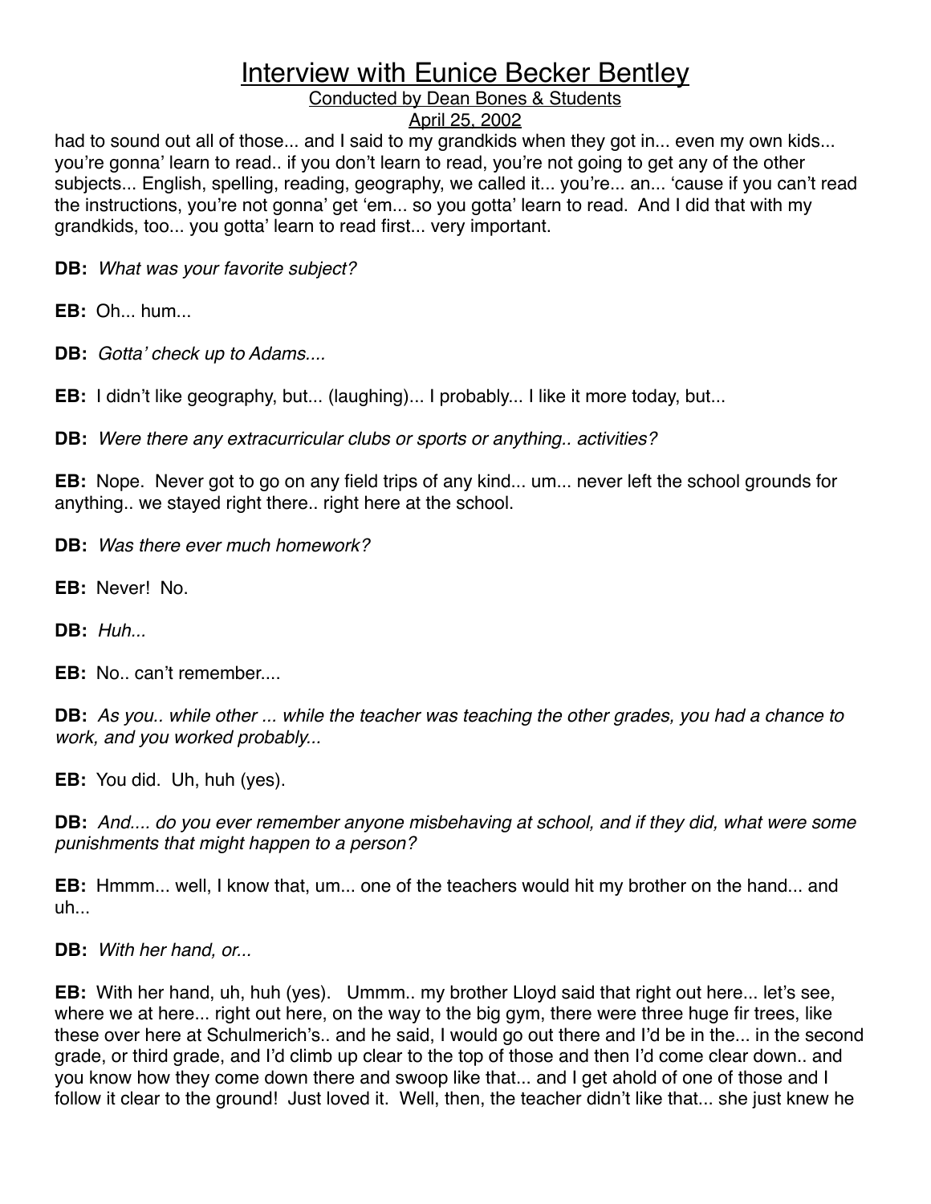had to sound out all of those... and I said to my grandkids when they got in... even my own kids... you're gonna' learn to read.. if you don't learn to read, you're not going to get any of the other subjects... English, spelling, reading, geography, we called it... you're... an... 'cause if you can't read the instructions, you're not gonna' get 'em... so you gotta' learn to read. And I did that with my grandkids, too... you gotta' learn to read first... very important.

**DB:** *What was your favorite subject?*

**EB:** Oh... hum...

**DB:** *Gotta' check up to Adams....*

**EB:** I didn't like geography, but... (laughing)... I probably... I like it more today, but...

**DB:** *Were there any extracurricular clubs or sports or anything.. activities?*

**EB:** Nope. Never got to go on any field trips of any kind... um... never left the school grounds for anything.. we stayed right there.. right here at the school.

**DB:** *Was there ever much homework?*

**EB:** Never! No.

**DB:** *Huh...*

**EB:** No.. can't remember....

**DB:** *As you.. while other ... while the teacher was teaching the other grades, you had a chance to work, and you worked probably...*

**EB:** You did. Uh, huh (yes).

**DB:** *And.... do you ever remember anyone misbehaving at school, and if they did, what were some punishments that might happen to a person?*

**EB:** Hmmm... well, I know that, um... one of the teachers would hit my brother on the hand... and uh...

**DB:** *With her hand, or...*

**EB:** With her hand, uh, huh (yes). Ummm.. my brother Lloyd said that right out here... let's see, where we at here... right out here, on the way to the big gym, there were three huge fir trees, like these over here at Schulmerich's.. and he said, I would go out there and I'd be in the... in the second grade, or third grade, and I'd climb up clear to the top of those and then I'd come clear down.. and you know how they come down there and swoop like that... and I get ahold of one of those and I follow it clear to the ground! Just loved it. Well, then, the teacher didn't like that... she just knew he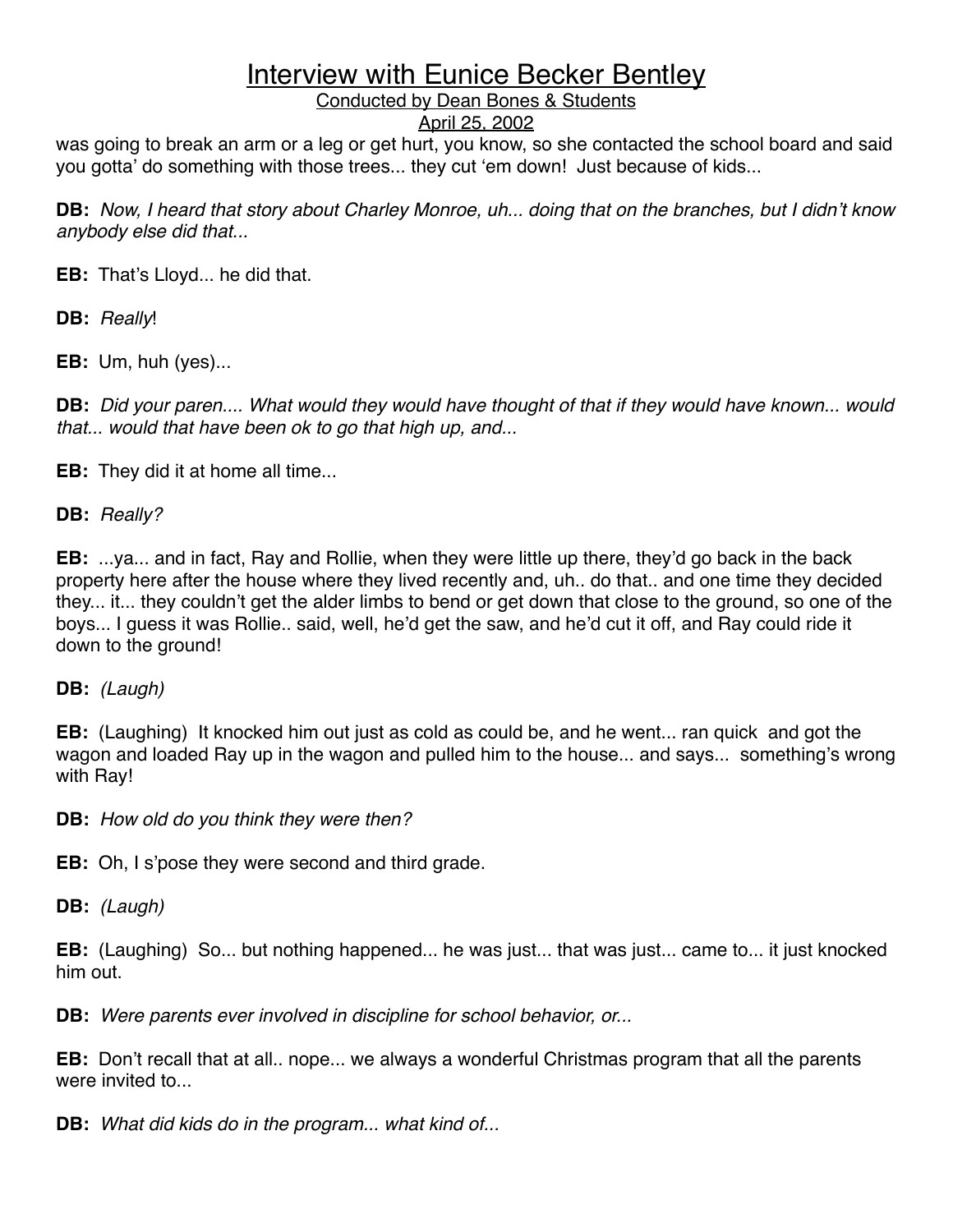was going to break an arm or a leg or get hurt, you know, so she contacted the school board and said you gotta' do something with those trees... they cut 'em down! Just because of kids...

**DB:** *Now, I heard that story about Charley Monroe, uh... doing that on the branches, but I didn't know anybody else did that...*

**EB:** That's Lloyd... he did that.

**DB:** *Really*!

**EB:** Um, huh (yes)...

**DB:** *Did your paren.... What would they would have thought of that if they would have known... would that... would that have been ok to go that high up, and...*

**EB:** They did it at home all time...

**DB:** *Really?*

**EB:** ...ya... and in fact, Ray and Rollie, when they were little up there, they'd go back in the back property here after the house where they lived recently and, uh.. do that.. and one time they decided they... it... they couldn't get the alder limbs to bend or get down that close to the ground, so one of the boys... I guess it was Rollie.. said, well, he'd get the saw, and he'd cut it off, and Ray could ride it down to the ground!

**DB:** *(Laugh)*

**EB:** (Laughing) It knocked him out just as cold as could be, and he went... ran quick and got the wagon and loaded Ray up in the wagon and pulled him to the house... and says... something's wrong with Ray!

**DB:** *How old do you think they were then?*

**EB:** Oh, I s'pose they were second and third grade.

**DB:** *(Laugh)*

**EB:** (Laughing) So... but nothing happened... he was just... that was just... came to... it just knocked him out.

**DB:** *Were parents ever involved in discipline for school behavior, or...*

**EB:** Don't recall that at all.. nope... we always a wonderful Christmas program that all the parents were invited to...

**DB:** *What did kids do in the program... what kind of...*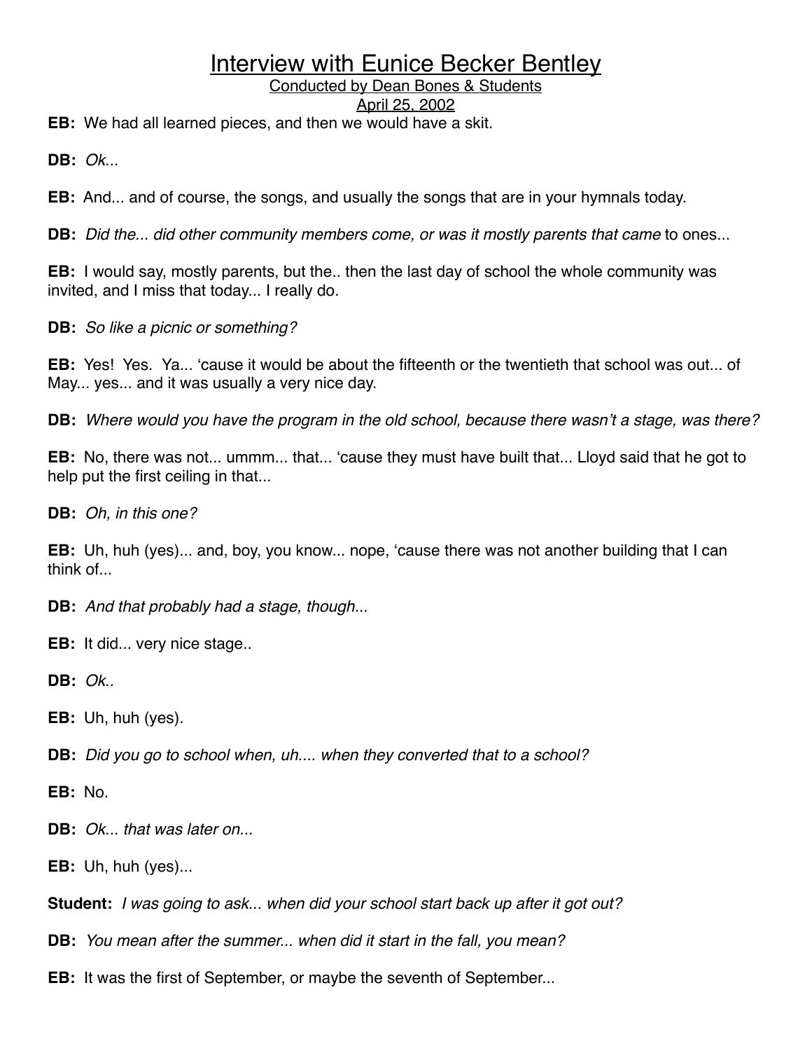# Interview with Eunice Becker Bentley

Conducted by Dean Bones & Students

April 25, 2002

**EB:** We had all learned pieces, and then we would have a skit.

**DB:** *Ok...*

**EB:** And... and of course, the songs, and usually the songs that are in your hymnals today.

**DB:** *Did the... did other community members come, or was it mostly parents that came* to ones...

**EB:** I would say, mostly parents, but the.. then the last day of school the whole community was invited, and I miss that today... I really do.

**DB:** *So like a picnic or something?*

**EB:** Yes! Yes. Ya... 'cause it would be about the fifteenth or the twentieth that school was out... of May... yes... and it was usually a very nice day.

**DB:** *Where would you have the program in the old school, because there wasn't a stage, was there?*

**EB:** No, there was not... ummm... that... 'cause they must have built that... Lloyd said that he got to help put the first ceiling in that...

**DB:** *Oh, in this one?*

**EB:** Uh, huh (yes)... and, boy, you know... nope, 'cause there was not another building that I can think of...

**DB:** *And that probably had a stage, though...*

**EB:** It did... very nice stage..

**DB:** *Ok..*

**EB:** Uh, huh (yes).

**DB:** *Did you go to school when, uh.... when they converted that to a school?*

**EB:** No.

**DB:** *Ok... that was later on...*

**EB:** Uh, huh (yes)...

**Student:** *I was going to ask... when did your school start back up after it got out?*

**DB:** *You mean after the summer... when did it start in the fall, you mean?*

**EB:** It was the first of September, or maybe the seventh of September...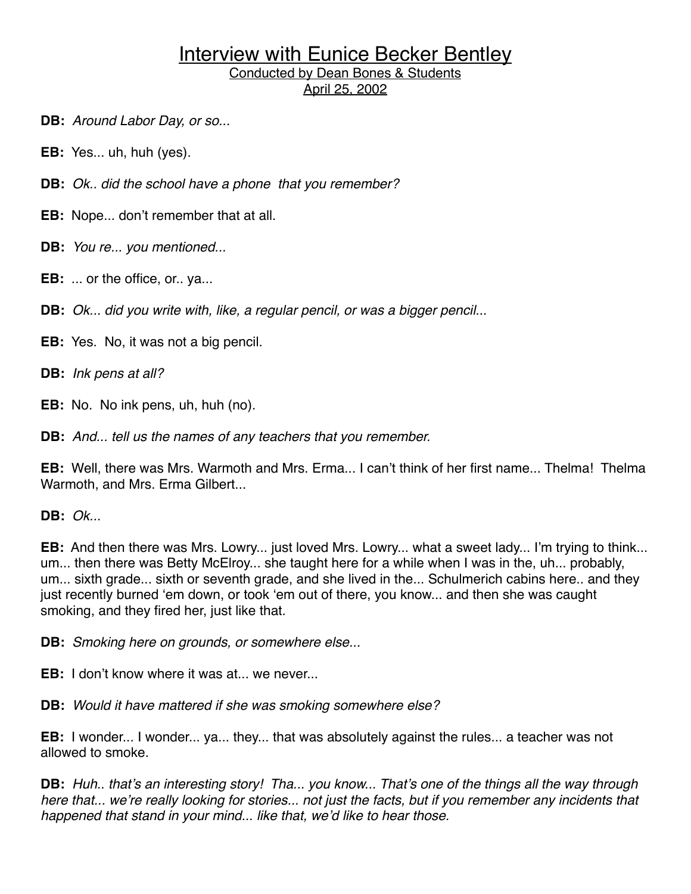# Interview with Eunice Becker Bentley

Conducted by Dean Bones & Students

April 25, 2002

**DB:** *Around Labor Day, or so...*

**EB:** Yes... uh, huh (yes).

**DB:** *Ok.. did the school have a phone that you remember?*

**EB:** Nope... don't remember that at all.

**DB:** *You re... you mentioned...*

**EB:** ... or the office, or.. ya...

**DB:** *Ok... did you write with, like, a regular pencil, or was a bigger pencil...*

**EB:** Yes. No, it was not a big pencil.

**DB:** *Ink pens at all?*

**EB:** No. No ink pens, uh, huh (no).

**DB:** *And... tell us the names of any teachers that you remember.*

**EB:** Well, there was Mrs. Warmoth and Mrs. Erma... I can't think of her first name... Thelma! Thelma Warmoth, and Mrs. Erma Gilbert...

**DB:** *Ok...*

**EB:** And then there was Mrs. Lowry... just loved Mrs. Lowry... what a sweet lady... I'm trying to think... um... then there was Betty McElroy... she taught here for a while when I was in the, uh... probably, um... sixth grade... sixth or seventh grade, and she lived in the... Schulmerich cabins here.. and they just recently burned 'em down, or took 'em out of there, you know... and then she was caught smoking, and they fired her, just like that.

**DB:** *Smoking here on grounds, or somewhere else...*

**EB:** I don't know where it was at... we never...

**DB:** *Would it have mattered if she was smoking somewhere else?*

**EB:** I wonder... I wonder... ya... they... that was absolutely against the rules... a teacher was not allowed to smoke.

**DB:** *Huh.. that's an interesting story! Tha... you know... That's one of the things all the way through here that... we're really looking for stories... not just the facts, but if you remember any incidents that happened that stand in your mind... like that, we'd like to hear those.*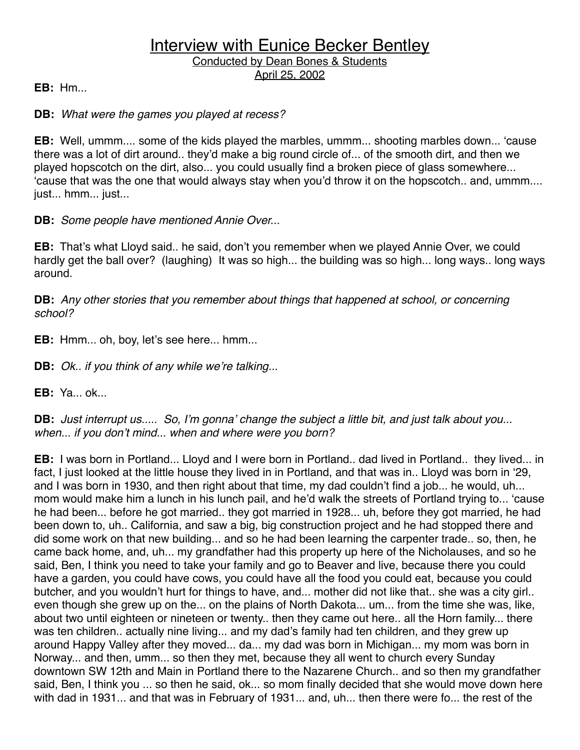# Interview with Eunice Becker Bentley

Conducted by Dean Bones & Students

April 25, 2002

**EB:** Hm...

**DB:** *What were the games you played at recess?*

**EB:** Well, ummm.... some of the kids played the marbles, ummm... shooting marbles down... 'cause there was a lot of dirt around.. they'd make a big round circle of... of the smooth dirt, and then we played hopscotch on the dirt, also... you could usually find a broken piece of glass somewhere... 'cause that was the one that would always stay when you'd throw it on the hopscotch.. and, ummm.... just... hmm... just...

**DB:** *Some people have mentioned Annie Over...*

**EB:** That's what Lloyd said.. he said, don't you remember when we played Annie Over, we could hardly get the ball over? (laughing) It was so high... the building was so high... long ways.. long ways around.

**DB:** *Any other stories that you remember about things that happened at school, or concerning school?*

**EB:** Hmm... oh, boy, let's see here... hmm...

**DB:** *Ok.. if you think of any while we're talking...*

**EB:** Ya... ok...

**DB:** *Just interrupt us..... So, I'm gonna' change the subject a little bit, and just talk about you... when... if you don't mind... when and where were you born?*

**EB:** I was born in Portland... Lloyd and I were born in Portland.. dad lived in Portland.. they lived... in fact, I just looked at the little house they lived in in Portland, and that was in.. Lloyd was born in '29, and I was born in 1930, and then right about that time, my dad couldn't find a job... he would, uh... mom would make him a lunch in his lunch pail, and he'd walk the streets of Portland trying to... 'cause he had been... before he got married.. they got married in 1928... uh, before they got married, he had been down to, uh.. California, and saw a big, big construction project and he had stopped there and did some work on that new building... and so he had been learning the carpenter trade.. so, then, he came back home, and, uh... my grandfather had this property up here of the Nicholauses, and so he said, Ben, I think you need to take your family and go to Beaver and live, because there you could have a garden, you could have cows, you could have all the food you could eat, because you could butcher, and you wouldn't hurt for things to have, and... mother did not like that.. she was a city girl.. even though she grew up on the... on the plains of North Dakota... um... from the time she was, like, about two until eighteen or nineteen or twenty.. then they came out here.. all the Horn family... there was ten children.. actually nine living... and my dad's family had ten children, and they grew up around Happy Valley after they moved... da... my dad was born in Michigan... my mom was born in Norway... and then, umm... so then they met, because they all went to church every Sunday downtown SW 12th and Main in Portland there to the Nazarene Church.. and so then my grandfather said, Ben, I think you ... so then he said, ok... so mom finally decided that she would move down here with dad in 1931... and that was in February of 1931... and, uh... then there were fo... the rest of the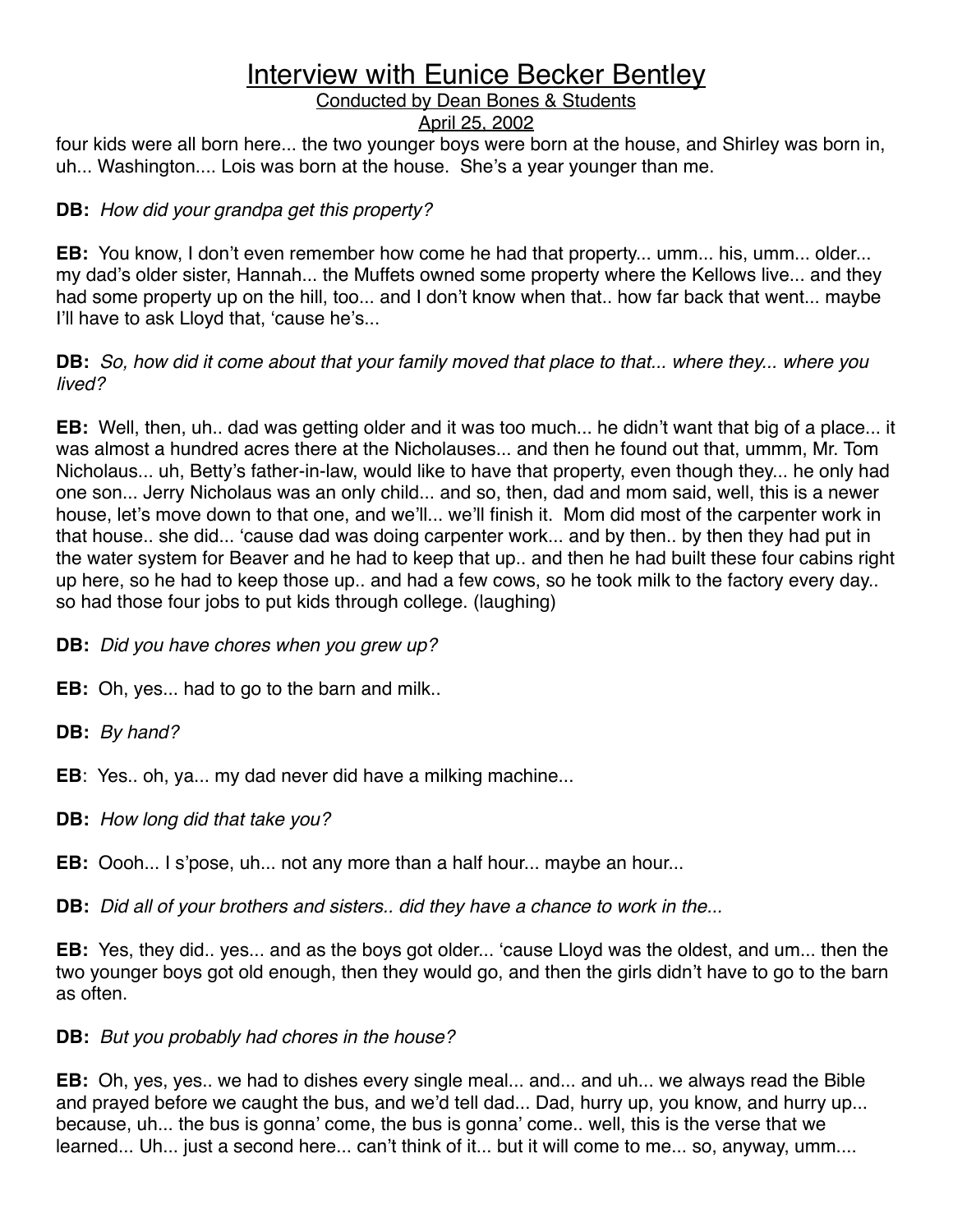four kids were all born here... the two younger boys were born at the house, and Shirley was born in, uh... Washington.... Lois was born at the house. She's a year younger than me.

**DB:** *How did your grandpa get this property?*

**EB:** You know, I don't even remember how come he had that property... umm... his, umm... older... my dad's older sister, Hannah... the Muffets owned some property where the Kellows live... and they had some property up on the hill, too... and I don't know when that.. how far back that went... maybe I'll have to ask Lloyd that, 'cause he's...

**DB:** *So, how did it come about that your family moved that place to that... where they... where you lived?*

**EB:** Well, then, uh.. dad was getting older and it was too much... he didn't want that big of a place... it was almost a hundred acres there at the Nicholauses... and then he found out that, ummm, Mr. Tom Nicholaus... uh, Betty's father-in-law, would like to have that property, even though they... he only had one son... Jerry Nicholaus was an only child... and so, then, dad and mom said, well, this is a newer house, let's move down to that one, and we'll... we'll finish it. Mom did most of the carpenter work in that house.. she did... 'cause dad was doing carpenter work... and by then.. by then they had put in the water system for Beaver and he had to keep that up.. and then he had built these four cabins right up here, so he had to keep those up.. and had a few cows, so he took milk to the factory every day.. so had those four jobs to put kids through college. (laughing)

**DB:** *Did you have chores when you grew up?*

**EB:** Oh, yes... had to go to the barn and milk..

**DB:** *By hand?*

**EB**: Yes.. oh, ya... my dad never did have a milking machine...

**DB:** *How long did that take you?*

**EB:** Oooh... I s'pose, uh... not any more than a half hour... maybe an hour...

**DB:** *Did all of your brothers and sisters.. did they have a chance to work in the...*

**EB:** Yes, they did.. yes... and as the boys got older... 'cause Lloyd was the oldest, and um... then the two younger boys got old enough, then they would go, and then the girls didn't have to go to the barn as often.

**DB:** *But you probably had chores in the house?*

**EB:** Oh, yes, yes.. we had to dishes every single meal... and... and uh... we always read the Bible and prayed before we caught the bus, and we'd tell dad... Dad, hurry up, you know, and hurry up... because, uh... the bus is gonna' come, the bus is gonna' come.. well, this is the verse that we learned... Uh... just a second here... can't think of it... but it will come to me... so, anyway, umm....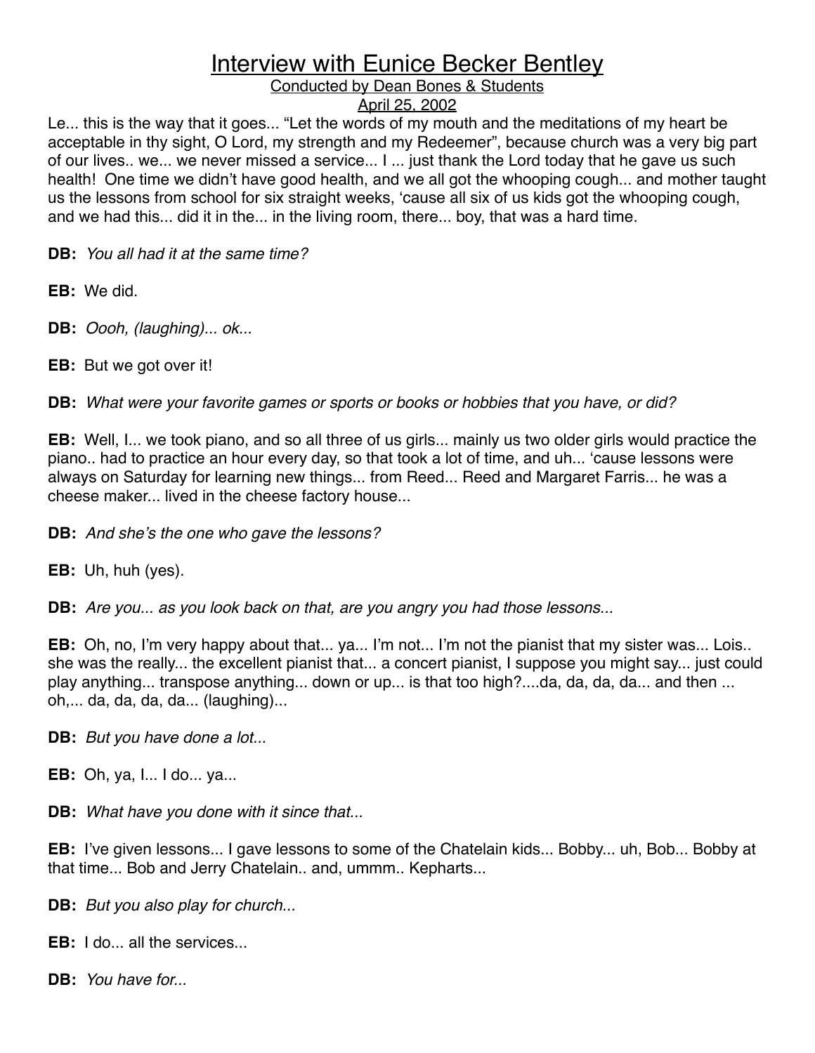# Interview with Eunice Becker Bentley

Conducted by Dean Bones & Students

April 25, 2002

Le... this is the way that it goes... "Let the words of my mouth and the meditations of my heart be acceptable in thy sight, O Lord, my strength and my Redeemer", because church was a very big part of our lives.. we... we never missed a service... I ... just thank the Lord today that he gave us such health! One time we didn't have good health, and we all got the whooping cough... and mother taught us the lessons from school for six straight weeks, 'cause all six of us kids got the whooping cough, and we had this... did it in the... in the living room, there... boy, that was a hard time.

**DB:** *You all had it at the same time?*

**EB:** We did.

**DB:** *Oooh, (laughing)... ok...*

**EB:** But we got over it!

**DB:** *What were your favorite games or sports or books or hobbies that you have, or did?*

**EB:** Well, I... we took piano, and so all three of us girls... mainly us two older girls would practice the piano.. had to practice an hour every day, so that took a lot of time, and uh... 'cause lessons were always on Saturday for learning new things... from Reed... Reed and Margaret Farris... he was a cheese maker... lived in the cheese factory house...

**DB:** *And she's the one who gave the lessons?*

**EB:** Uh, huh (yes).

**DB:** *Are you... as you look back on that, are you angry you had those lessons...*

**EB:** Oh, no, I'm very happy about that... ya... I'm not... I'm not the pianist that my sister was... Lois.. she was the really... the excellent pianist that... a concert pianist, I suppose you might say... just could play anything... transpose anything... down or up... is that too high?....da, da, da, da... and then ... oh,... da, da, da, da... (laughing)...

**DB:** *But you have done a lot...*

**EB:** Oh, ya, I... I do... ya...

**DB:** *What have you done with it since that...*

**EB:** I've given lessons... I gave lessons to some of the Chatelain kids... Bobby... uh, Bob... Bobby at that time... Bob and Jerry Chatelain.. and, ummm.. Kepharts...

**DB:** *But you also play for church...*

**EB:** I do... all the services...

**DB:** *You have for...*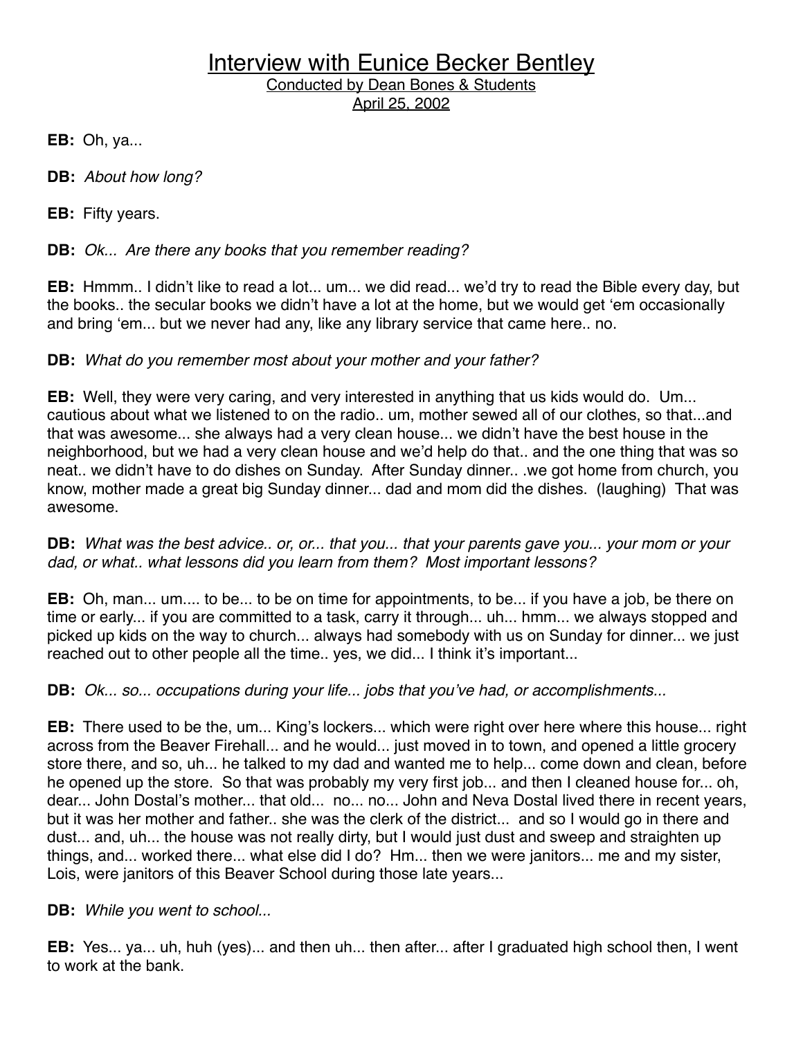# Interview with Eunice Becker Bentley

Conducted by Dean Bones & Students

April 25, 2002

**EB:** Oh, ya...

**DB:** *About how long?*

**EB:** Fifty years.

**DB:** *Ok... Are there any books that you remember reading?*

**EB:** Hmmm.. I didn't like to read a lot... um... we did read... we'd try to read the Bible every day, but the books.. the secular books we didn't have a lot at the home, but we would get 'em occasionally and bring 'em... but we never had any, like any library service that came here.. no.

**DB:** *What do you remember most about your mother and your father?*

**EB:** Well, they were very caring, and very interested in anything that us kids would do. Um... cautious about what we listened to on the radio.. um, mother sewed all of our clothes, so that...and that was awesome... she always had a very clean house... we didn't have the best house in the neighborhood, but we had a very clean house and we'd help do that.. and the one thing that was so neat.. we didn't have to do dishes on Sunday. After Sunday dinner.. .we got home from church, you know, mother made a great big Sunday dinner... dad and mom did the dishes. (laughing) That was awesome.

**DB:** *What was the best advice.. or, or... that you... that your parents gave you... your mom or your dad, or what.. what lessons did you learn from them? Most important lessons?*

**EB:** Oh, man... um.... to be... to be on time for appointments, to be... if you have a job, be there on time or early... if you are committed to a task, carry it through... uh... hmm... we always stopped and picked up kids on the way to church... always had somebody with us on Sunday for dinner... we just reached out to other people all the time.. yes, we did... I think it's important...

**DB:** *Ok... so... occupations during your life... jobs that you've had, or accomplishments...*

**EB:** There used to be the, um... King's lockers... which were right over here where this house... right across from the Beaver Firehall... and he would... just moved in to town, and opened a little grocery store there, and so, uh... he talked to my dad and wanted me to help... come down and clean, before he opened up the store. So that was probably my very first job... and then I cleaned house for... oh, dear... John Dostal's mother... that old... no... no... John and Neva Dostal lived there in recent years, but it was her mother and father.. she was the clerk of the district... and so I would go in there and dust... and, uh... the house was not really dirty, but I would just dust and sweep and straighten up things, and... worked there... what else did I do? Hm... then we were janitors... me and my sister, Lois, were janitors of this Beaver School during those late years...

**DB:** *While you went to school...*

**EB:** Yes... ya... uh, huh (yes)... and then uh... then after... after I graduated high school then, I went to work at the bank.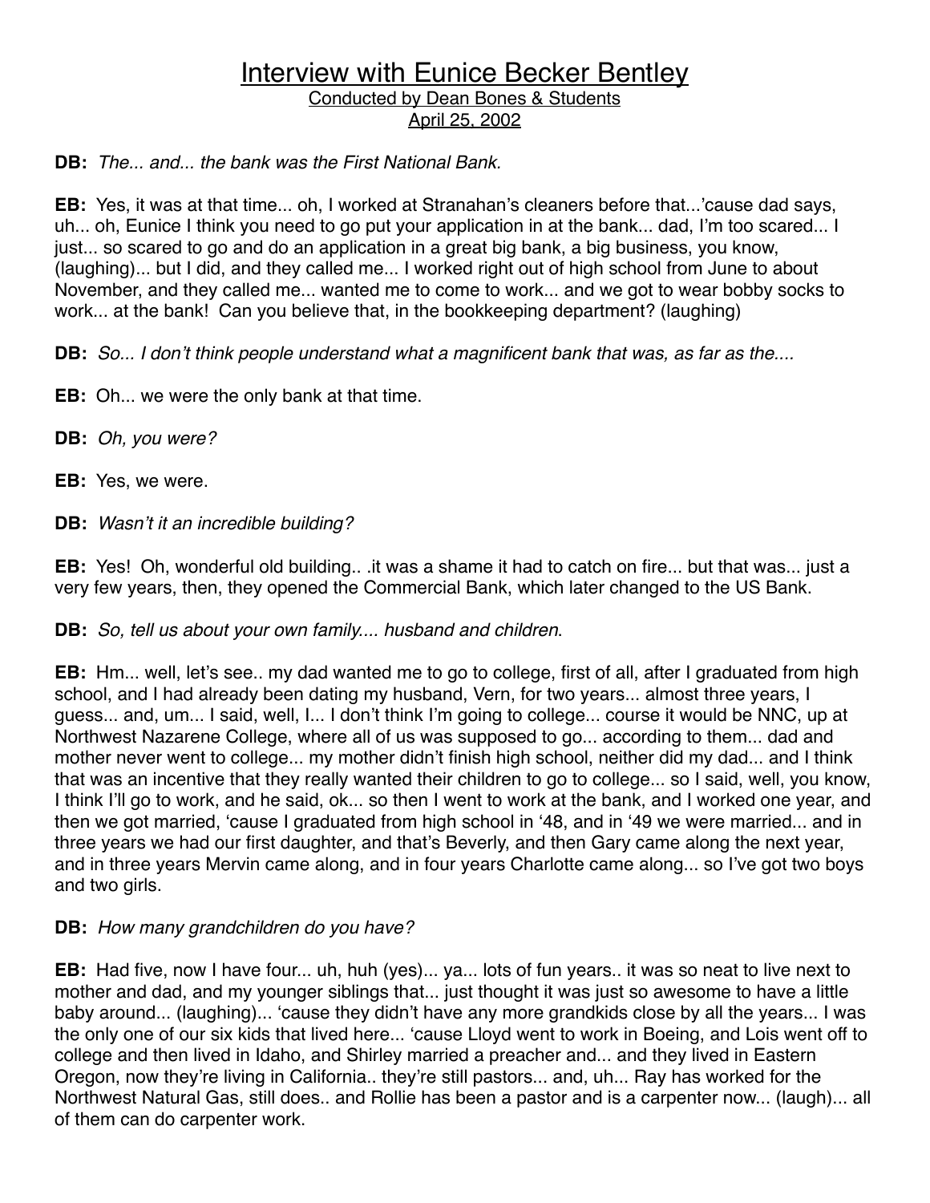# Interview with Eunice Becker Bentley

Conducted by Dean Bones & Students

April 25, 2002

**DB:** *The... and... the bank was the First National Bank.*

**EB:** Yes, it was at that time... oh, I worked at Stranahan's cleaners before that...'cause dad says, uh... oh, Eunice I think you need to go put your application in at the bank... dad, I'm too scared... I just... so scared to go and do an application in a great big bank, a big business, you know, (laughing)... but I did, and they called me... I worked right out of high school from June to about November, and they called me... wanted me to come to work... and we got to wear bobby socks to work... at the bank! Can you believe that, in the bookkeeping department? (laughing)

**DB:** *So... I don't think people understand what a magnificent bank that was, as far as the....*

**EB:** Oh... we were the only bank at that time.

**DB:** *Oh, you were?*

**EB:** Yes, we were.

**DB:** *Wasn't it an incredible building?*

**EB:** Yes! Oh, wonderful old building.. .it was a shame it had to catch on fire... but that was... just a very few years, then, they opened the Commercial Bank, which later changed to the US Bank.

**DB:** *So, tell us about your own family.... husband and children*.

**EB:** Hm... well, let's see.. my dad wanted me to go to college, first of all, after I graduated from high school, and I had already been dating my husband, Vern, for two years... almost three years, I guess... and, um... I said, well, I... I don't think I'm going to college... course it would be NNC, up at Northwest Nazarene College, where all of us was supposed to go... according to them... dad and mother never went to college... my mother didn't finish high school, neither did my dad... and I think that was an incentive that they really wanted their children to go to college... so I said, well, you know, I think I'll go to work, and he said, ok... so then I went to work at the bank, and I worked one year, and then we got married, 'cause I graduated from high school in '48, and in '49 we were married... and in three years we had our first daughter, and that's Beverly, and then Gary came along the next year, and in three years Mervin came along, and in four years Charlotte came along... so I've got two boys and two girls.

**DB:** *How many grandchildren do you have?*

**EB:** Had five, now I have four... uh, huh (yes)... ya... lots of fun years.. it was so neat to live next to mother and dad, and my younger siblings that... just thought it was just so awesome to have a little baby around... (laughing)... 'cause they didn't have any more grandkids close by all the years... I was the only one of our six kids that lived here... 'cause Lloyd went to work in Boeing, and Lois went off to college and then lived in Idaho, and Shirley married a preacher and... and they lived in Eastern Oregon, now they're living in California.. they're still pastors... and, uh... Ray has worked for the Northwest Natural Gas, still does.. and Rollie has been a pastor and is a carpenter now... (laugh)... all of them can do carpenter work.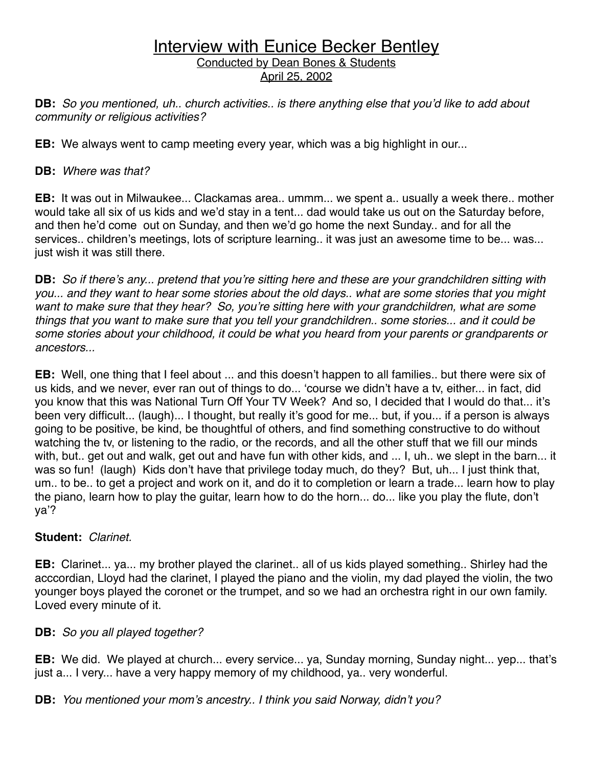# Interview with Eunice Becker Bentley

Conducted by Dean Bones & Students

April 25, 2002

**DB:** *So you mentioned, uh.. church activities.. is there anything else that you'd like to add about community or religious activities?*

**EB:** We always went to camp meeting every year, which was a big highlight in our...

**DB:** *Where was that?*

**EB:** It was out in Milwaukee... Clackamas area.. ummm... we spent a.. usually a week there.. mother would take all six of us kids and we'd stay in a tent... dad would take us out on the Saturday before, and then he'd come out on Sunday, and then we'd go home the next Sunday.. and for all the services.. children's meetings, lots of scripture learning.. it was just an awesome time to be... was... just wish it was still there.

**DB:** *So if there's any... pretend that you're sitting here and these are your grandchildren sitting with you... and they want to hear some stories about the old days.. what are some stories that you might want to make sure that they hear? So, you're sitting here with your grandchildren, what are some things that you want to make sure that you tell your grandchildren.. some stories... and it could be some stories about your childhood, it could be what you heard from your parents or grandparents or ancestors...*

**EB:** Well, one thing that I feel about ... and this doesn't happen to all families.. but there were six of us kids, and we never, ever ran out of things to do... 'course we didn't have a tv, either... in fact, did you know that this was National Turn Off Your TV Week? And so, I decided that I would do that... it's been very difficult... (laugh)... I thought, but really it's good for me... but, if you... if a person is always going to be positive, be kind, be thoughtful of others, and find something constructive to do without watching the tv, or listening to the radio, or the records, and all the other stuff that we fill our minds with, but.. get out and walk, get out and have fun with other kids, and ... I, uh.. we slept in the barn... it was so fun! (laugh) Kids don't have that privilege today much, do they? But, uh... I just think that, um.. to be.. to get a project and work on it, and do it to completion or learn a trade... learn how to play the piano, learn how to play the guitar, learn how to do the horn... do... like you play the flute, don't ya'?

**Student:** *Clarinet.*

**EB:** Clarinet... ya... my brother played the clarinet.. all of us kids played something.. Shirley had the acccordian, Lloyd had the clarinet, I played the piano and the violin, my dad played the violin, the two younger boys played the coronet or the trumpet, and so we had an orchestra right in our own family. Loved every minute of it.

**DB:** *So you all played together?*

**EB:** We did. We played at church... every service... ya, Sunday morning, Sunday night... yep... that's just a... I very... have a very happy memory of my childhood, ya.. very wonderful.

**DB:** *You mentioned your mom's ancestry.. I think you said Norway, didn't you?*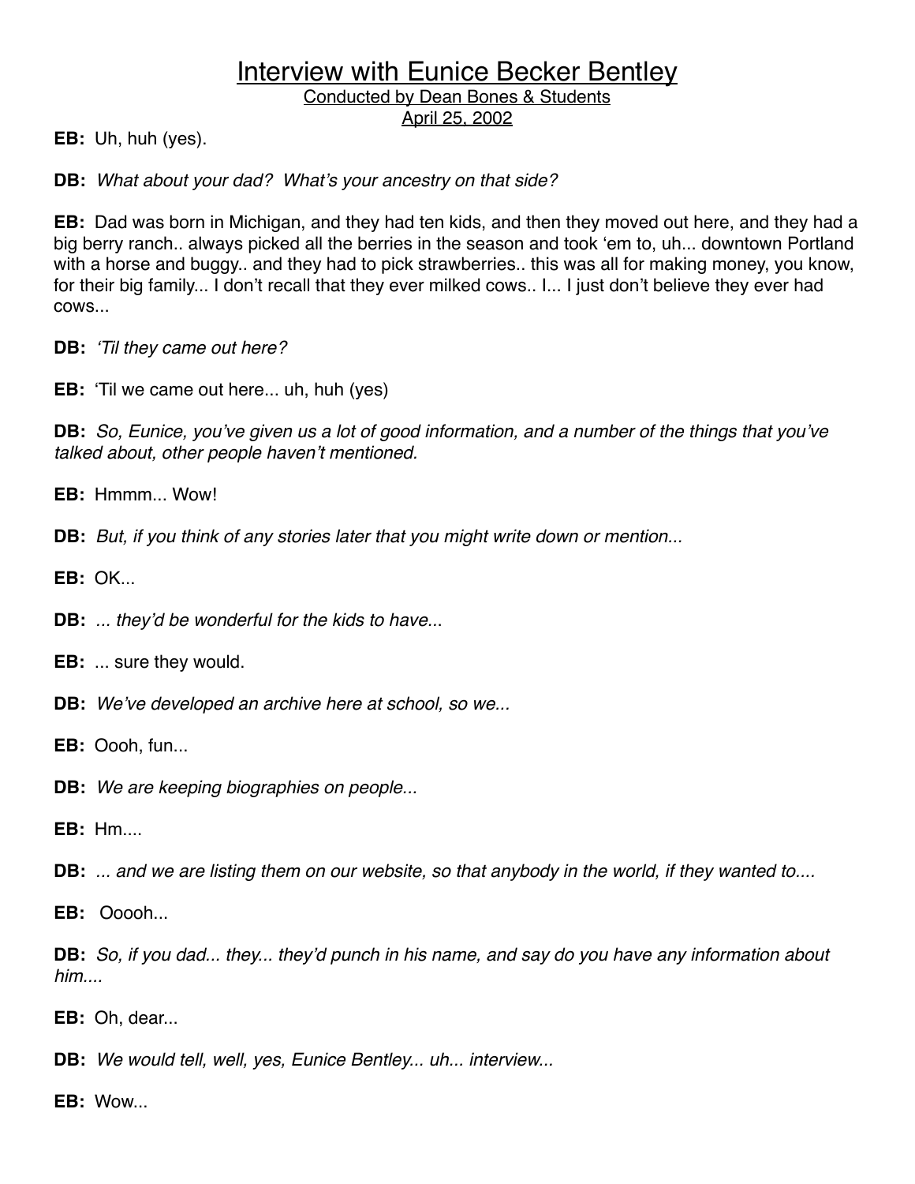**EB:** Uh, huh (yes).

**DB:** *What about your dad? What's your ancestry on that side?*

**EB:** Dad was born in Michigan, and they had ten kids, and then they moved out here, and they had a big berry ranch.. always picked all the berries in the season and took 'em to, uh... downtown Portland with a horse and buggy.. and they had to pick strawberries.. this was all for making money, you know, for their big family... I don't recall that they ever milked cows.. I... I just don't believe they ever had cows...

**DB:** *'Til they came out here?*

**EB:** 'Til we came out here... uh, huh (yes)

**DB:** *So, Eunice, you've given us a lot of good information, and a number of the things that you've talked about, other people haven't mentioned.*

**EB:** Hmmm... Wow!

**DB:** *But, if you think of any stories later that you might write down or mention...*

**EB:** OK...

**DB:** *... they'd be wonderful for the kids to have...*

**EB:** ... sure they would.

**DB:** *We've developed an archive here at school, so we...*

**EB:** Oooh, fun...

**DB:** *We are keeping biographies on people...*

**EB:** Hm....

**DB:** *... and we are listing them on our website, so that anybody in the world, if they wanted to....*

**EB:** Ooooh...

**DB:** *So, if you dad... they... they'd punch in his name, and say do you have any information about him....*

**EB:** Oh, dear...

**DB:** *We would tell, well, yes, Eunice Bentley... uh... interview...*

**EB:** Wow...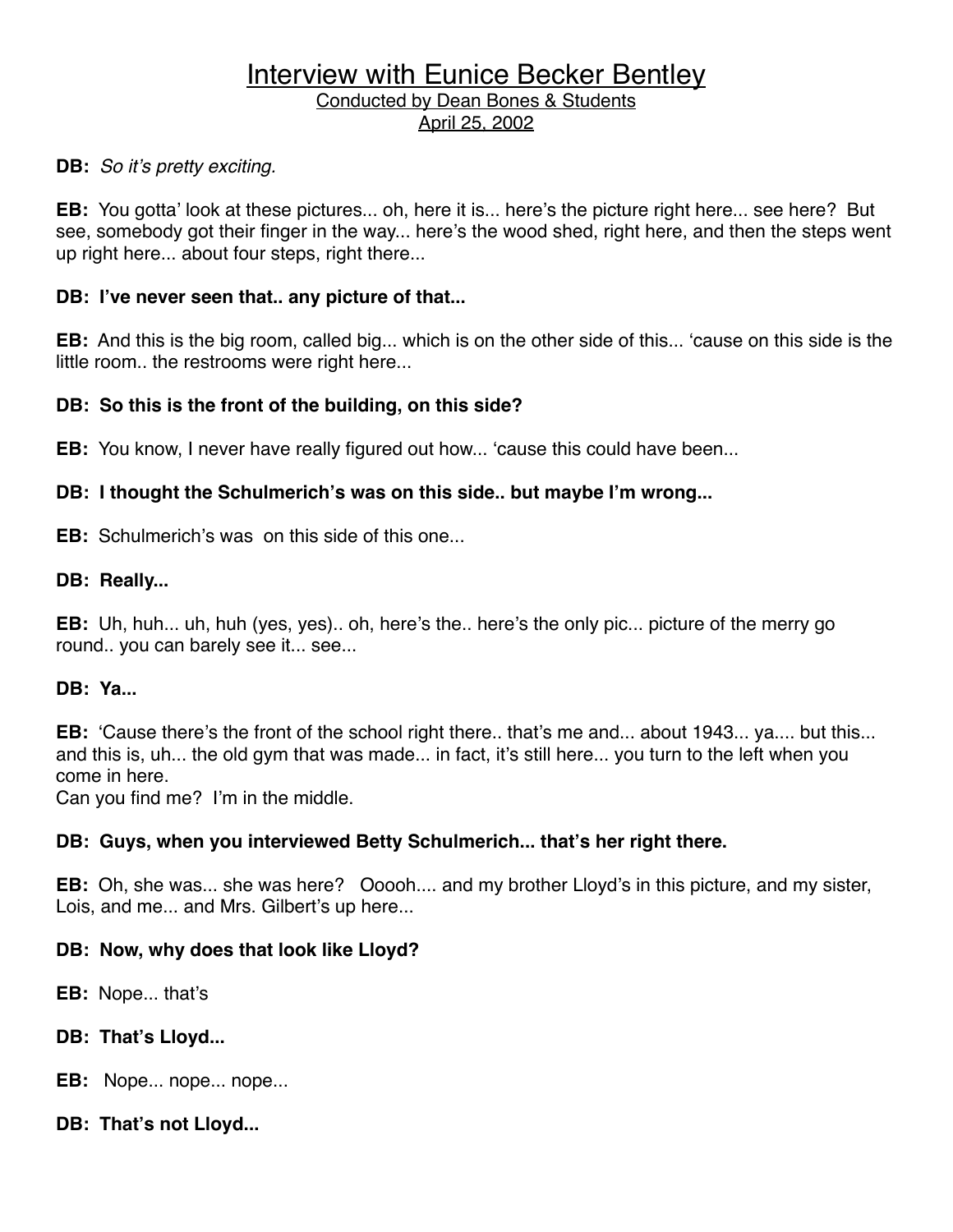# Interview with Eunice Becker Bentley

Conducted by Dean Bones & Students

April 25, 2002

**DB:** *So it's pretty exciting.*

**EB:** You gotta' look at these pictures... oh, here it is... here's the picture right here... see here? But see, somebody got their finger in the way... here's the wood shed, right here, and then the steps went up right here... about four steps, right there...

**DB: I've never seen that.. any picture of that...**

**EB:** And this is the big room, called big... which is on the other side of this... 'cause on this side is the little room.. the restrooms were right here...

**DB: So this is the front of the building, on this side?**

**EB:** You know, I never have really figured out how... 'cause this could have been...

**DB: I thought the Schulmerich's was on this side.. but maybe I'm wrong...**

**EB:** Schulmerich's was on this side of this one...

**DB: Really...**

**EB:** Uh, huh... uh, huh (yes, yes).. oh, here's the.. here's the only pic... picture of the merry go round.. you can barely see it... see...

**DB: Ya...**

**EB:** 'Cause there's the front of the school right there.. that's me and... about 1943... ya.... but this... and this is, uh... the old gym that was made... in fact, it's still here... you turn to the left when you come in here.
Can you find me? I'm in the middle.

**DB: Guys, when you interviewed Betty Schulmerich... that's her right there.**

**EB:** Oh, she was... she was here? Ooooh.... and my brother Lloyd's in this picture, and my sister, Lois, and me... and Mrs. Gilbert's up here...

**DB: Now, why does that look like Lloyd?**

**EB:** Nope... that's

**DB: That's Lloyd...**

**EB:** Nope... nope... nope...

**DB: That's not Lloyd...**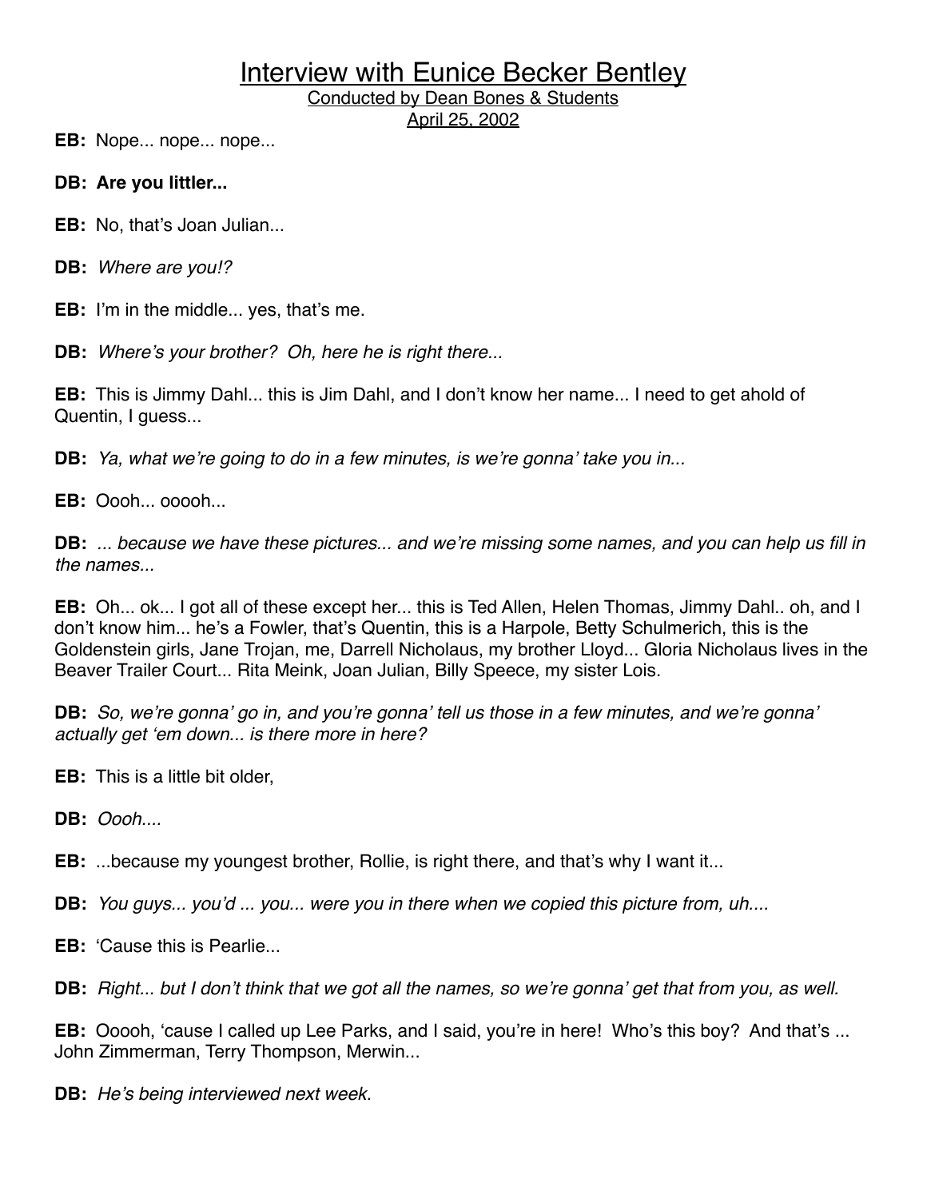# Interview with Eunice Becker Bentley

Conducted by Dean Bones & Students

April 25, 2002

**EB:** Nope... nope... nope...

**DB: Are you littler...**

**EB:** No, that's Joan Julian...

**DB:** *Where are you!?*

**EB:** I'm in the middle... yes, that's me.

**DB:** *Where's your brother? Oh, here he is right there...*

**EB:** This is Jimmy Dahl... this is Jim Dahl, and I don't know her name... I need to get ahold of Quentin, I guess...

**DB:** *Ya, what we're going to do in a few minutes, is we're gonna' take you in...*

**EB:** Oooh... ooooh...

**DB:** *... because we have these pictures... and we're missing some names, and you can help us fill in the names...*

**EB:** Oh... ok... I got all of these except her... this is Ted Allen, Helen Thomas, Jimmy Dahl.. oh, and I don't know him... he's a Fowler, that's Quentin, this is a Harpole, Betty Schulmerich, this is the Goldenstein girls, Jane Trojan, me, Darrell Nicholaus, my brother Lloyd... Gloria Nicholaus lives in the Beaver Trailer Court... Rita Meink, Joan Julian, Billy Speece, my sister Lois.

**DB:** *So, we're gonna' go in, and you're gonna' tell us those in a few minutes, and we're gonna' actually get 'em down... is there more in here?*

**EB:** This is a little bit older,

**DB:** *Oooh....*

**EB:** ...because my youngest brother, Rollie, is right there, and that's why I want it...

**DB:** *You guys... you'd ... you... were you in there when we copied this picture from, uh....*

**EB:** 'Cause this is Pearlie...

**DB:** *Right... but I don't think that we got all the names, so we're gonna' get that from you, as well.*

**EB:** Ooooh, 'cause I called up Lee Parks, and I said, you're in here! Who's this boy? And that's ... John Zimmerman, Terry Thompson, Merwin...

**DB:** *He's being interviewed next week.*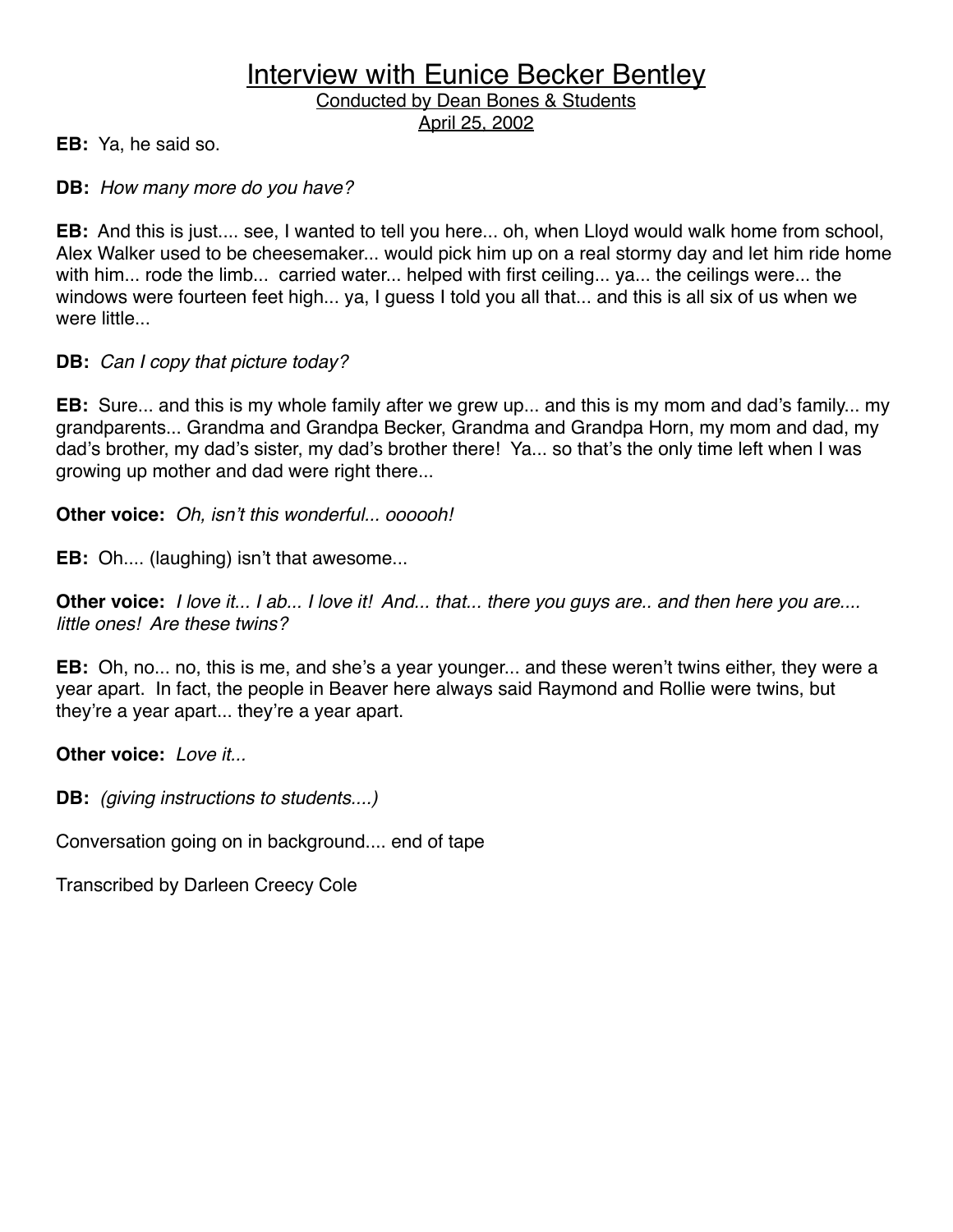# Interview with Eunice Becker Bentley

Conducted by Dean Bones & Students

April 25, 2002

**EB:** Ya, he said so.

**DB:** *How many more do you have?*

**EB:** And this is just.... see, I wanted to tell you here... oh, when Lloyd would walk home from school, Alex Walker used to be cheesemaker... would pick him up on a real stormy day and let him ride home with him... rode the limb... carried water... helped with first ceiling... ya... the ceilings were... the windows were fourteen feet high... ya, I guess I told you all that... and this is all six of us when we were little...

**DB:** *Can I copy that picture today?*

**EB:** Sure... and this is my whole family after we grew up... and this is my mom and dad's family... my grandparents... Grandma and Grandpa Becker, Grandma and Grandpa Horn, my mom and dad, my dad's brother, my dad's sister, my dad's brother there! Ya... so that's the only time left when I was growing up mother and dad were right there...

**Other voice:** *Oh, isn't this wonderful... oooooh!*

**EB:** Oh.... (laughing) isn't that awesome...

**Other voice:** *I love it... I ab... I love it! And... that... there you guys are.. and then here you are.... little ones! Are these twins?*

**EB:** Oh, no... no, this is me, and she's a year younger... and these weren't twins either, they were a year apart. In fact, the people in Beaver here always said Raymond and Rollie were twins, but they're a year apart... they're a year apart.

**Other voice:** *Love it...*

**DB:** *(giving instructions to students....)*

Conversation going on in background.... end of tape

Transcribed by Darleen Creecy Cole